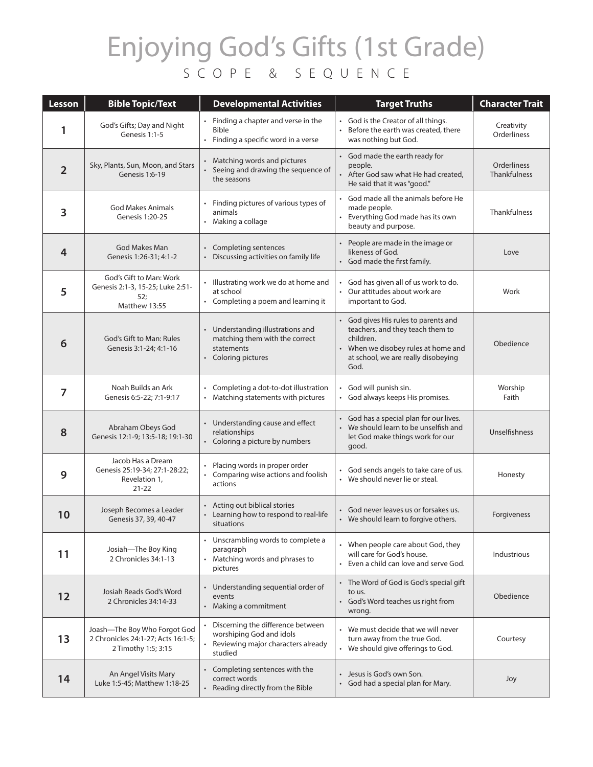# Enjoying God's Gifts (1st Grade)

## SCOPE & SEQUENCE

| Lesson | Bible Topic/Text | Developmental Activities | Target Truths | Character Trait |
|---|---|---|---|---|
| 1 | God's Gifts; Day and Night<br>Genesis 1:1-5 | • Finding a chapter and verse in the Bible<br>• Finding a specific word in a verse | • God is the Creator of all things.<br>• Before the earth was created, there was nothing but God. | Creativity<br>Orderliness |
| 2 | Sky, Plants, Sun, Moon, and Stars<br>Genesis 1:6-19 | • Matching words and pictures<br>• Seeing and drawing the sequence of the seasons | • God made the earth ready for people.<br>• After God saw what He had created, He said that it was "good." | Orderliness<br>Thankfulness |
| 3 | God Makes Animals<br>Genesis 1:20-25 | • Finding pictures of various types of animals<br>• Making a collage | • God made all the animals before He made people.<br>• Everything God made has its own beauty and purpose. | Thankfulness |
| 4 | God Makes Man<br>Genesis 1:26-31; 4:1-2 | • Completing sentences<br>• Discussing activities on family life | • People are made in the image or likeness of God.<br>• God made the first family. | Love |
| 5 | God's Gift to Man: Work<br>Genesis 2:1-3, 15-25; Luke 2:51-52;<br>Matthew 13:55 | • Illustrating work we do at home and at school<br>• Completing a poem and learning it | • God has given all of us work to do.<br>• Our attitudes about work are important to God. | Work |
| 6 | God's Gift to Man: Rules<br>Genesis 3:1-24; 4:1-16 | • Understanding illustrations and matching them with the correct statements<br>• Coloring pictures | • God gives His rules to parents and teachers, and they teach them to children.<br>• When we disobey rules at home and at school, we are really disobeying God. | Obedience |
| 7 | Noah Builds an Ark<br>Genesis 6:5-22; 7:1-9:17 | • Completing a dot-to-dot illustration<br>• Matching statements with pictures | • God will punish sin.<br>• God always keeps His promises. | Worship<br>Faith |
| 8 | Abraham Obeys God<br>Genesis 12:1-9; 13:5-18; 19:1-30 | • Understanding cause and effect relationships<br>• Coloring a picture by numbers | • God has a special plan for our lives.<br>• We should learn to be unselfish and let God make things work for our good. | Unselfishness |
| 9 | Jacob Has a Dream<br>Genesis 25:19-34; 27:1-28:22;<br>Revelation 1,<br>21-22 | • Placing words in proper order<br>• Comparing wise actions and foolish actions | • God sends angels to take care of us.<br>• We should never lie or steal. | Honesty |
| 10 | Joseph Becomes a Leader<br>Genesis 37, 39, 40-47 | • Acting out biblical stories<br>• Learning how to respond to real-life situations | • God never leaves us or forsakes us.<br>• We should learn to forgive others. | Forgiveness |
| 11 | Josiah—The Boy King<br>2 Chronicles 34:1-13 | • Unscrambling words to complete a paragraph<br>• Matching words and phrases to pictures | • When people care about God, they will care for God's house.<br>• Even a child can love and serve God. | Industrious |
| 12 | Josiah Reads God's Word<br>2 Chronicles 34:14-33 | • Understanding sequential order of events<br>• Making a commitment | • The Word of God is God's special gift to us.<br>• God's Word teaches us right from wrong. | Obedience |
| 13 | Joash—The Boy Who Forgot God<br>2 Chronicles 24:1-27; Acts 16:1-5;<br>2 Timothy 1:5; 3:15 | • Discerning the difference between worshiping God and idols<br>• Reviewing major characters already studied | • We must decide that we will never turn away from the true God.<br>• We should give offerings to God. | Courtesy |
| 14 | An Angel Visits Mary<br>Luke 1:5-45; Matthew 1:18-25 | • Completing sentences with the correct words<br>• Reading directly from the Bible | • Jesus is God's own Son.<br>• God had a special plan for Mary. | Joy |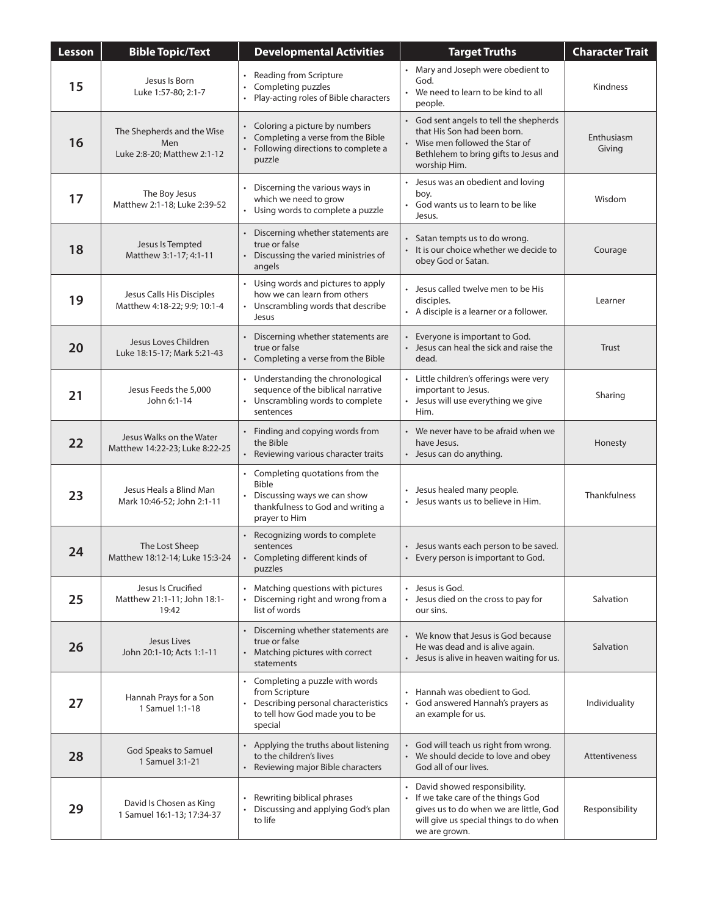| Lesson | Bible Topic/Text | Developmental Activities | Target Truths | Character Trait |
|---|---|---|---|---|
| 15 | Jesus Is Born<br>Luke 1:57-80; 2:1-7 | • Reading from Scripture<br>• Completing puzzles<br>• Play-acting roles of Bible characters | • Mary and Joseph were obedient to God.<br>• We need to learn to be kind to all people. | Kindness |
| 16 | The Shepherds and the Wise Men<br>Luke 2:8-20; Matthew 2:1-12 | • Coloring a picture by numbers<br>• Completing a verse from the Bible<br>• Following directions to complete a puzzle | • God sent angels to tell the shepherds that His Son had been born.<br>• Wise men followed the Star of Bethlehem to bring gifts to Jesus and worship Him. | Enthusiasm<br>Giving |
| 17 | The Boy Jesus<br>Matthew 2:1-18; Luke 2:39-52 | • Discerning the various ways in which we need to grow<br>• Using words to complete a puzzle | • Jesus was an obedient and loving boy.<br>• God wants us to learn to be like Jesus. | Wisdom |
| 18 | Jesus Is Tempted<br>Matthew 3:1-17; 4:1-11 | • Discerning whether statements are true or false<br>• Discussing the varied ministries of angels | • Satan tempts us to do wrong.<br>• It is our choice whether we decide to obey God or Satan. | Courage |
| 19 | Jesus Calls His Disciples<br>Matthew 4:18-22; 9:9; 10:1-4 | • Using words and pictures to apply how we can learn from others<br>• Unscrambling words that describe Jesus | • Jesus called twelve men to be His disciples.<br>• A disciple is a learner or a follower. | Learner |
| 20 | Jesus Loves Children<br>Luke 18:15-17; Mark 5:21-43 | • Discerning whether statements are true or false<br>• Completing a verse from the Bible | • Everyone is important to God.<br>• Jesus can heal the sick and raise the dead. | Trust |
| 21 | Jesus Feeds the 5,000<br>John 6:1-14 | • Understanding the chronological sequence of the biblical narrative<br>• Unscrambling words to complete sentences | • Little children's offerings were very important to Jesus.<br>• Jesus will use everything we give Him. | Sharing |
| 22 | Jesus Walks on the Water<br>Matthew 14:22-23; Luke 8:22-25 | • Finding and copying words from the Bible<br>• Reviewing various character traits | • We never have to be afraid when we have Jesus.<br>• Jesus can do anything. | Honesty |
| 23 | Jesus Heals a Blind Man<br>Mark 10:46-52; John 2:1-11 | • Completing quotations from the Bible<br>• Discussing ways we can show thankfulness to God and writing a prayer to Him | • Jesus healed many people.<br>• Jesus wants us to believe in Him. | Thankfulness |
| 24 | The Lost Sheep<br>Matthew 18:12-14; Luke 15:3-24 | • Recognizing words to complete sentences<br>• Completing different kinds of puzzles | • Jesus wants each person to be saved.<br>• Every person is important to God. | |
| 25 | Jesus Is Crucified<br>Matthew 21:1-11; John 18:1-19:42 | • Matching questions with pictures<br>• Discerning right and wrong from a list of words | • Jesus is God.<br>• Jesus died on the cross to pay for our sins. | Salvation |
| 26 | Jesus Lives<br>John 20:1-10; Acts 1:1-11 | • Discerning whether statements are true or false<br>• Matching pictures with correct statements | • We know that Jesus is God because He was dead and is alive again.<br>• Jesus is alive in heaven waiting for us. | Salvation |
| 27 | Hannah Prays for a Son<br>1 Samuel 1:1-18 | • Completing a puzzle with words from Scripture<br>• Describing personal characteristics to tell how God made you to be special | • Hannah was obedient to God.<br>• God answered Hannah's prayers as an example for us. | Individuality |
| 28 | God Speaks to Samuel<br>1 Samuel 3:1-21 | • Applying the truths about listening to the children's lives<br>• Reviewing major Bible characters | • God will teach us right from wrong.<br>• We should decide to love and obey God all of our lives. | Attentiveness |
| 29 | David Is Chosen as King<br>1 Samuel 16:1-13; 17:34-37 | • Rewriting biblical phrases<br>• Discussing and applying God's plan to life | • David showed responsibility.<br>• If we take care of the things God gives us to do when we are little, God will give us special things to do when we are grown. | Responsibility |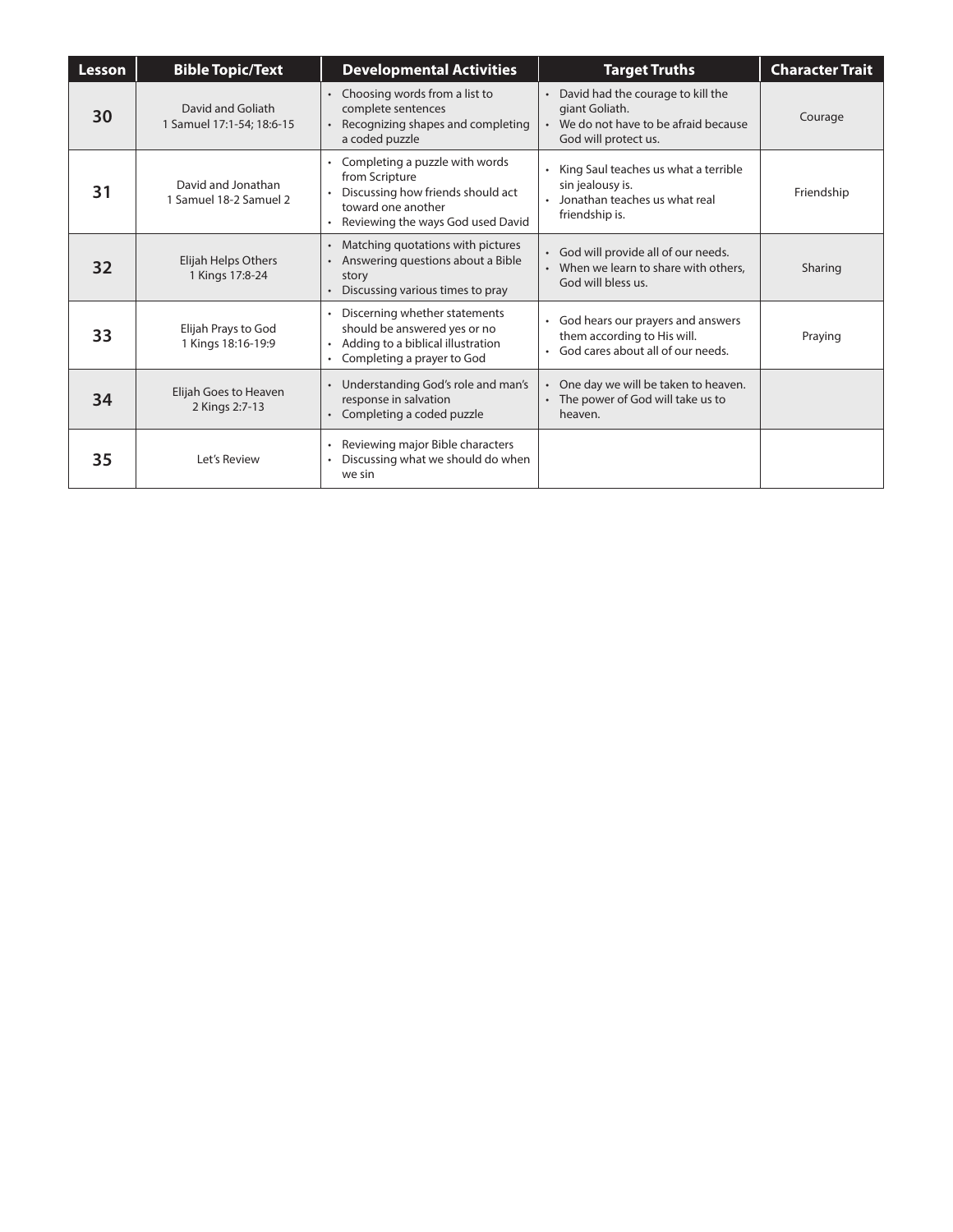| Lesson | Bible Topic/Text | Developmental Activities | Target Truths | Character Trait |
|---|---|---|---|---|
| 30 | David and Goliath<br>1 Samuel 17:1-54; 18:6-15 | • Choosing words from a list to complete sentences<br>• Recognizing shapes and completing a coded puzzle | • David had the courage to kill the giant Goliath.<br>• We do not have to be afraid because God will protect us. | Courage |
| 31 | David and Jonathan<br>1 Samuel 18-2 Samuel 2 | • Completing a puzzle with words from Scripture<br>• Discussing how friends should act toward one another<br>• Reviewing the ways God used David | • King Saul teaches us what a terrible sin jealousy is.<br>• Jonathan teaches us what real friendship is. | Friendship |
| 32 | Elijah Helps Others<br>1 Kings 17:8-24 | • Matching quotations with pictures<br>• Answering questions about a Bible story<br>• Discussing various times to pray | • God will provide all of our needs.<br>• When we learn to share with others, God will bless us. | Sharing |
| 33 | Elijah Prays to God<br>1 Kings 18:16-19:9 | • Discerning whether statements should be answered yes or no<br>• Adding to a biblical illustration<br>• Completing a prayer to God | • God hears our prayers and answers them according to His will.<br>• God cares about all of our needs. | Praying |
| 34 | Elijah Goes to Heaven<br>2 Kings 2:7-13 | • Understanding God's role and man's response in salvation<br>• Completing a coded puzzle | • One day we will be taken to heaven.<br>• The power of God will take us to heaven. | |
| 35 | Let's Review | • Reviewing major Bible characters<br>• Discussing what we should do when we sin | | |